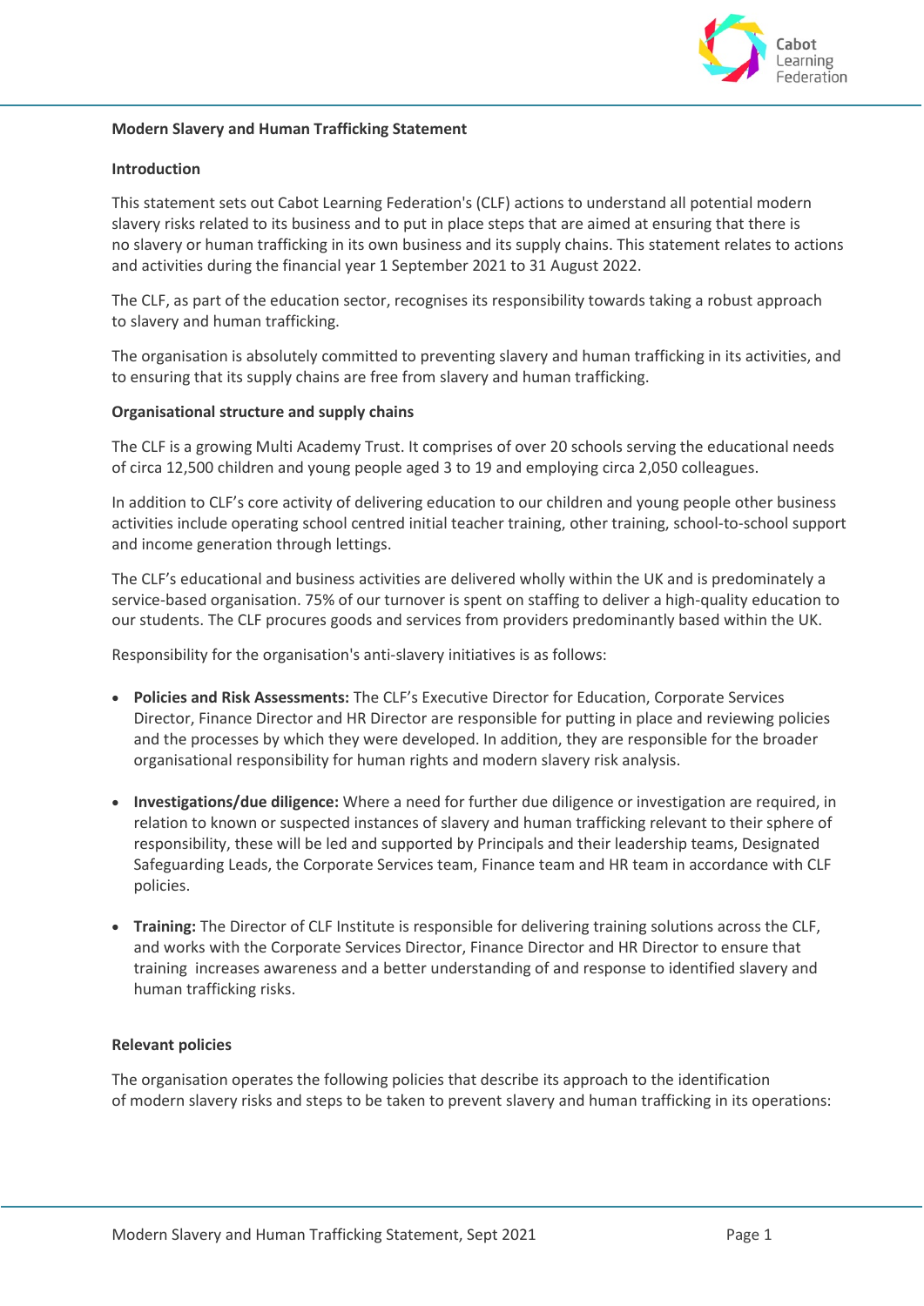**Modern Slavery and Human Trafficking Statement**

**Introduction**

This statement sets out Cabot Learning Federation's (CLF) actions to understand all potential modern slavery risks related to its business and to put in place steps that are aimed at ensuring that there is no slavery or human trafficking in its own business and its supply chains. This statement relates to actions and activities during the financial year 1 September 2021 to 31 August 2022.

The CLF, as part of the education sector, recognises its responsibility towards taking a robust approach to slavery and human trafficking.

The organisation is absolutely committed to preventing slavery and human trafficking in its activities, and to ensuring that its supply chains are free from slavery and human trafficking.

**Organisational structure and supply chains**

The CLF is a growing Multi Academy Trust. It comprises of over 20 schools serving the educational needs of circa 12,500 children and young people aged 3 to 19 and employing circa 2,050 colleagues.

In addition to CLF's core activity of delivering education to our children and young people other business activities include operating school centred initial teacher training, other training, school-to-school support and income generation through lettings.

The CLF's educational and business activities are delivered wholly within the UK and is predominately a service-based organisation. 75% of our turnover is spent on staffing to deliver a high-quality education to our students. The CLF procures goods and services from providers predominantly based within the UK.

Responsibility for the organisation's anti-slavery initiatives is as follows:

- **Policies and Risk Assessments:** The CLF's Executive Director for Education, Corporate Services Director, Finance Director and HR Director are responsible for putting in place and reviewing policies and the processes by which they were developed. In addition, they are responsible for the broader organisational responsibility for human rights and modern slavery risk analysis.

- **Investigations/due diligence:** Where a need for further due diligence or investigation are required, in relation to known or suspected instances of slavery and human trafficking relevant to their sphere of responsibility, these will be led and supported by Principals and their leadership teams, Designated Safeguarding Leads, the Corporate Services team, Finance team and HR team in accordance with CLF policies.

- **Training:** The Director of CLF Institute is responsible for delivering training solutions across the CLF, and works with the Corporate Services Director, Finance Director and HR Director to ensure that training increases awareness and a better understanding of and response to identified slavery and human trafficking risks.

**Relevant policies**

The organisation operates the following policies that describe its approach to the identification of modern slavery risks and steps to be taken to prevent slavery and human trafficking in its operations: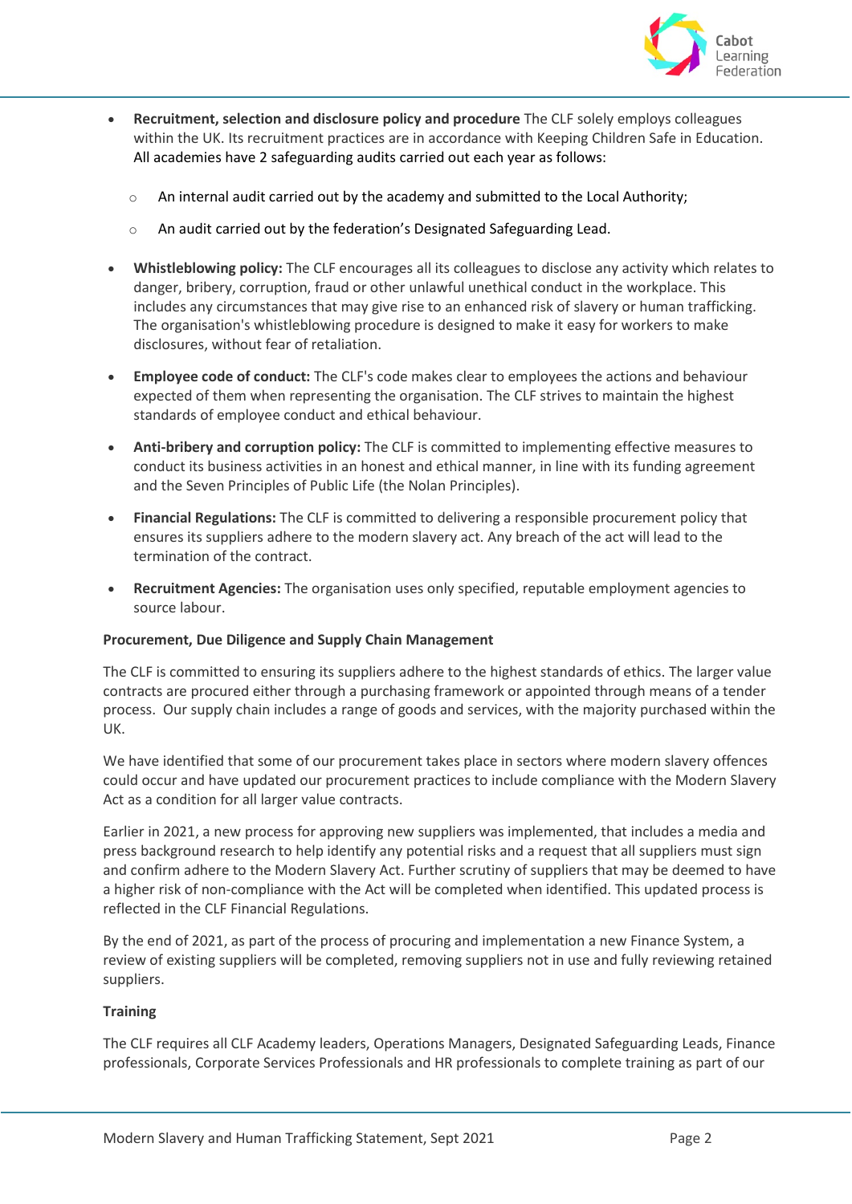- **Recruitment, selection and disclosure policy and procedure** The CLF solely employs colleagues within the UK. Its recruitment practices are in accordance with Keeping Children Safe in Education. All academies have 2 safeguarding audits carried out each year as follows:
    - An internal audit carried out by the academy and submitted to the Local Authority;
    - An audit carried out by the federation's Designated Safeguarding Lead.
- **Whistleblowing policy:** The CLF encourages all its colleagues to disclose any activity which relates to danger, bribery, corruption, fraud or other unlawful unethical conduct in the workplace. This includes any circumstances that may give rise to an enhanced risk of slavery or human trafficking. The organisation's whistleblowing procedure is designed to make it easy for workers to make disclosures, without fear of retaliation.
- **Employee code of conduct:** The CLF's code makes clear to employees the actions and behaviour expected of them when representing the organisation. The CLF strives to maintain the highest standards of employee conduct and ethical behaviour.
- **Anti-bribery and corruption policy:** The CLF is committed to implementing effective measures to conduct its business activities in an honest and ethical manner, in line with its funding agreement and the Seven Principles of Public Life (the Nolan Principles).
- **Financial Regulations:** The CLF is committed to delivering a responsible procurement policy that ensures its suppliers adhere to the modern slavery act. Any breach of the act will lead to the termination of the contract.
- **Recruitment Agencies:** The organisation uses only specified, reputable employment agencies to source labour.

**Procurement, Due Diligence and Supply Chain Management**

The CLF is committed to ensuring its suppliers adhere to the highest standards of ethics. The larger value contracts are procured either through a purchasing framework or appointed through means of a tender process. Our supply chain includes a range of goods and services, with the majority purchased within the UK.

We have identified that some of our procurement takes place in sectors where modern slavery offences could occur and have updated our procurement practices to include compliance with the Modern Slavery Act as a condition for all larger value contracts.

Earlier in 2021, a new process for approving new suppliers was implemented, that includes a media and press background research to help identify any potential risks and a request that all suppliers must sign and confirm adhere to the Modern Slavery Act. Further scrutiny of suppliers that may be deemed to have a higher risk of non-compliance with the Act will be completed when identified. This updated process is reflected in the CLF Financial Regulations.

By the end of 2021, as part of the process of procuring and implementation a new Finance System, a review of existing suppliers will be completed, removing suppliers not in use and fully reviewing retained suppliers.

**Training**

The CLF requires all CLF Academy leaders, Operations Managers, Designated Safeguarding Leads, Finance professionals, Corporate Services Professionals and HR professionals to complete training as part of our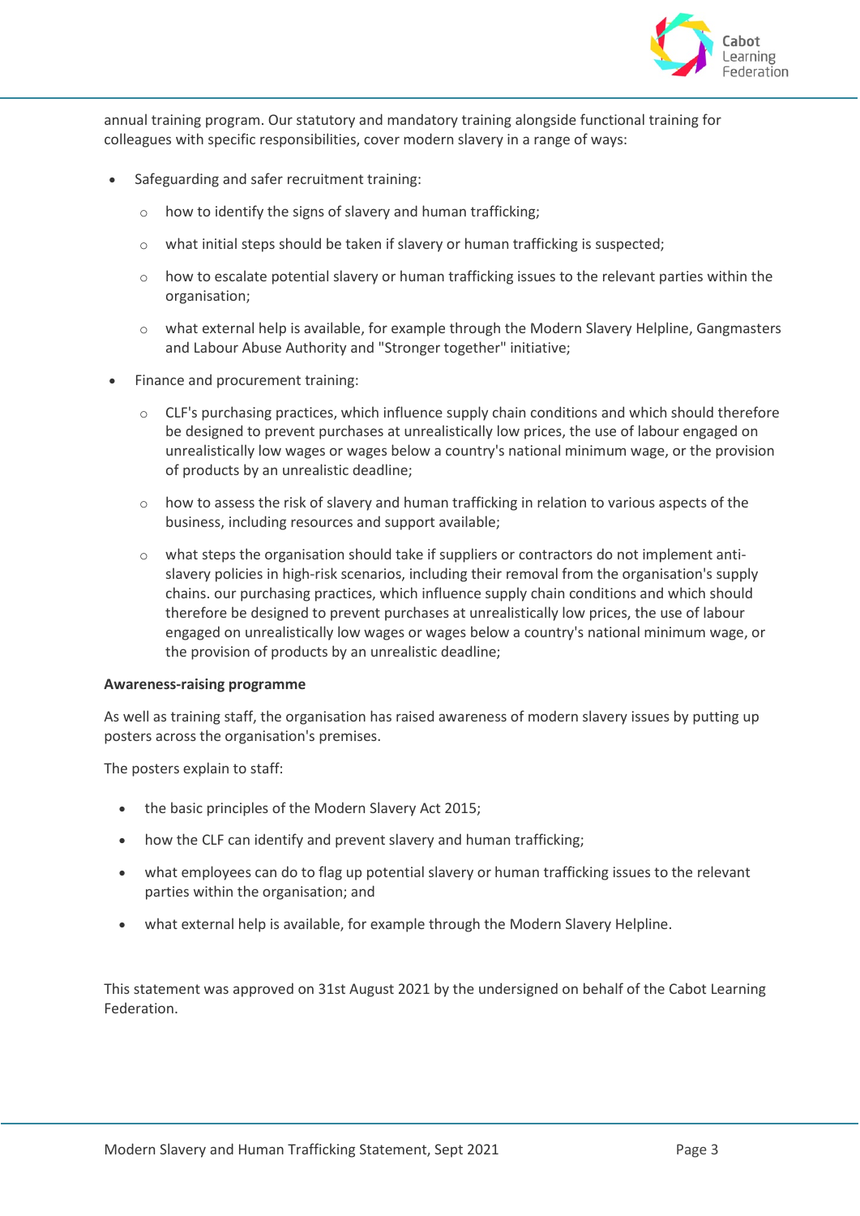annual training program. Our statutory and mandatory training alongside functional training for colleagues with specific responsibilities, cover modern slavery in a range of ways:

- Safeguarding and safer recruitment training:
  - how to identify the signs of slavery and human trafficking;
  - what initial steps should be taken if slavery or human trafficking is suspected;
  - how to escalate potential slavery or human trafficking issues to the relevant parties within the organisation;
  - what external help is available, for example through the Modern Slavery Helpline, Gangmasters and Labour Abuse Authority and "Stronger together" initiative;
- Finance and procurement training:
  - CLF's purchasing practices, which influence supply chain conditions and which should therefore be designed to prevent purchases at unrealistically low prices, the use of labour engaged on unrealistically low wages or wages below a country's national minimum wage, or the provision of products by an unrealistic deadline;
  - how to assess the risk of slavery and human trafficking in relation to various aspects of the business, including resources and support available;
  - what steps the organisation should take if suppliers or contractors do not implement anti-slavery policies in high-risk scenarios, including their removal from the organisation's supply chains. our purchasing practices, which influence supply chain conditions and which should therefore be designed to prevent purchases at unrealistically low prices, the use of labour engaged on unrealistically low wages or wages below a country's national minimum wage, or the provision of products by an unrealistic deadline;

**Awareness-raising programme**

As well as training staff, the organisation has raised awareness of modern slavery issues by putting up posters across the organisation's premises.

The posters explain to staff:

- the basic principles of the Modern Slavery Act 2015;
- how the CLF can identify and prevent slavery and human trafficking;
- what employees can do to flag up potential slavery or human trafficking issues to the relevant parties within the organisation; and
- what external help is available, for example through the Modern Slavery Helpline.

This statement was approved on 31st August 2021 by the undersigned on behalf of the Cabot Learning Federation.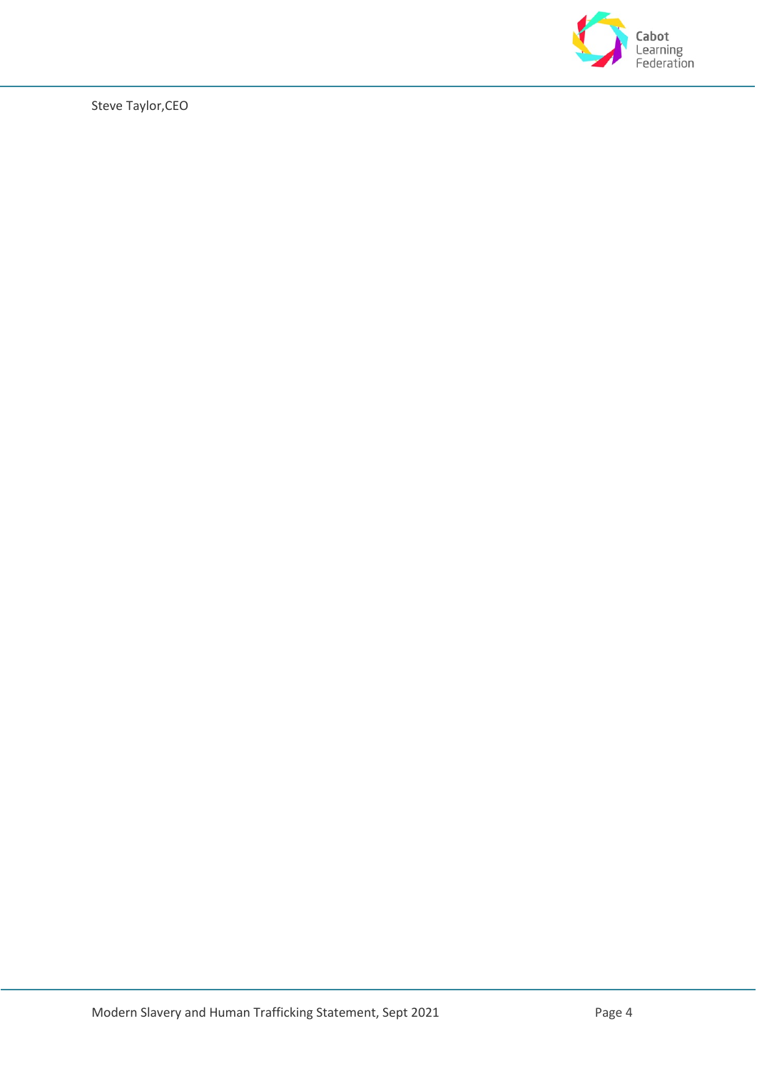Steve Taylor,CEO